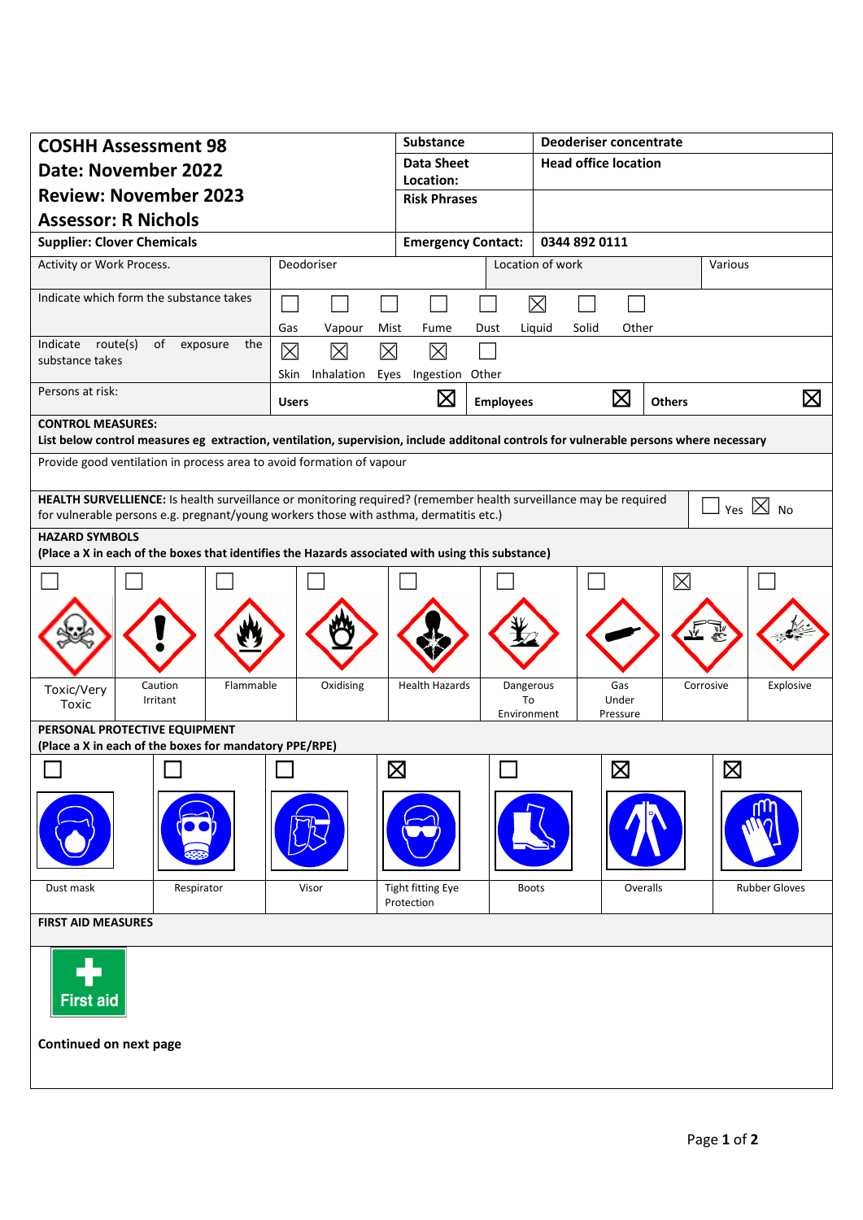| **COSHH Assessment 98** | **Substance** | **Deodoriser concentrate** |
|---|---|---|
| **Date: November 2022** | **Data Sheet Location:** | **Head office location** |
| **Review: November 2023** | **Risk Phrases** | |
| **Assessor: R Nichols** | | |
| **Supplier: Clover Chemicals** | **Emergency Contact:** | **0344 892 0111** |

| Activity or Work Process. | Deodoriser | Location of work | Various |
|---|---|---|---|

| Indicate which form the substance takes | ☐ Gas | ☐ Vapour | ☐ Mist | ☐ Fume | ☐ Dust | ☒ Liquid | ☐ Solid | ☐ Other |
|---|---|---|---|---|---|---|---|---|
| Indicate route(s) of exposure the substance takes | ☒ Skin | ☒ Inhalation | ☒ Eyes | ☒ Ingestion | ☐ Other | | | |

| Persons at risk: | Users ☒ | Employees ☒ | Others ☒ |
|---|---|---|---|

**CONTROL MEASURES:**
**List below control measures eg extraction, ventilation, supervision, include additonal controls for vulnerable persons where necessary**

Provide good ventilation in process area to avoid formation of vapour

**HEALTH SURVELLIENCE:** Is health surveillance or monitoring required? (remember health surveillance may be required for vulnerable persons e.g. pregnant/young workers those with asthma, dermatitis etc.) ☐ Yes ☒ No

**HAZARD SYMBOLS**
**(Place a X in each of the boxes that identifies the Hazards associated with using this substance)**

| ☐ | ☐ | ☐ | ☐ | ☐ | ☐ | ☐ | ☒ | ☐ |
|---|---|---|---|---|---|---|---|---|
| Toxic/Very Toxic | Caution Irritant | Flammable | Oxidising | Health Hazards | Dangerous To Environment | Gas Under Pressure | Corrosive | Explosive |

**PERSONAL PROTECTIVE EQUIPMENT**
**(Place a X in each of the boxes for mandatory PPE/RPE)**

| ☐ | ☐ | ☐ | ☒ | ☐ | ☒ | ☒ |
|---|---|---|---|---|---|---|
| Dust mask | Respirator | Visor | Tight fitting Eye Protection | Boots | Overalls | Rubber Gloves |

**FIRST AID MEASURES**

First aid

**Continued on next page**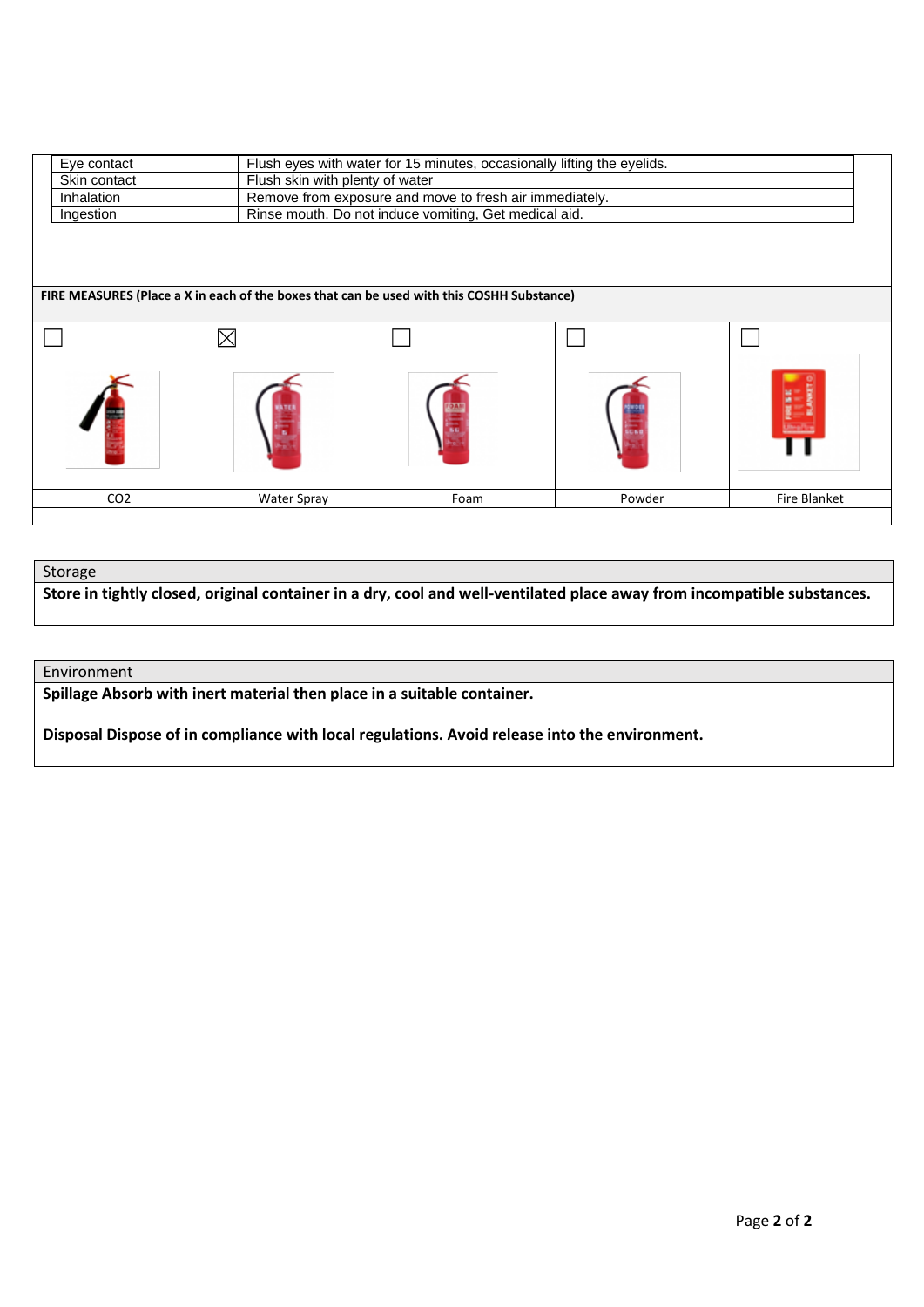| | |
|---|---|
| Eye contact | Flush eyes with water for 15 minutes, occasionally lifting the eyelids. |
| Skin contact | Flush skin with plenty of water |
| Inhalation | Remove from exposure and move to fresh air immediately. |
| Ingestion | Rinse mouth. Do not induce vomiting, Get medical aid. |

**FIRE MEASURES (Place a X in each of the boxes that can be used with this COSHH Substance)**

| CO2 | Water Spray | Foam | Powder | Fire Blanket |
|---|---|---|---|---|
| ☐ | ☒ | ☐ | ☐ | ☐ |

## Storage

**Store in tightly closed, original container in a dry, cool and well-ventilated place away from incompatible substances.**

## Environment

**Spillage Absorb with inert material then place in a suitable container.**

**Disposal Dispose of in compliance with local regulations. Avoid release into the environment.**